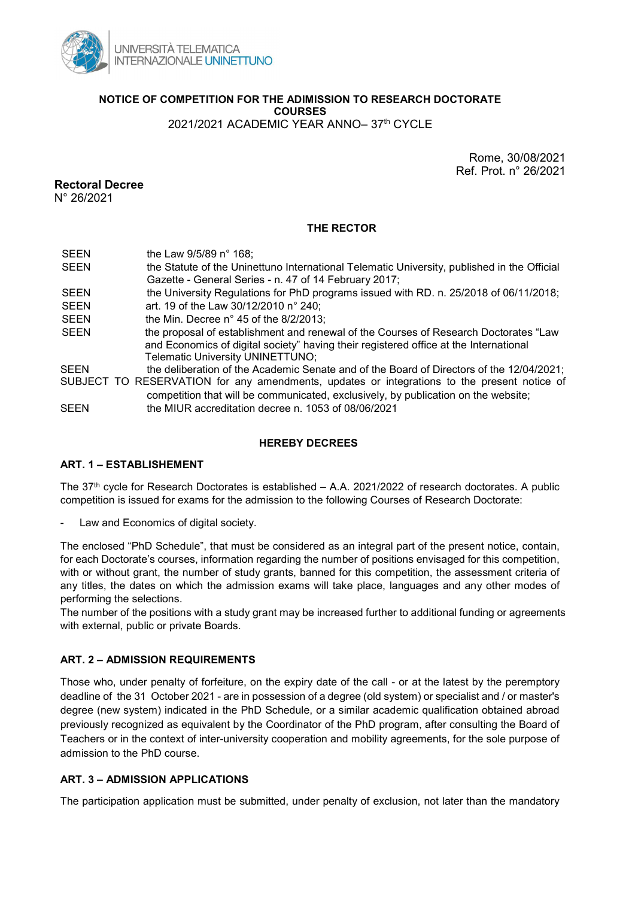UNIVERSITÀ TELEMATICA INTERNAZIONALE UNINETTUNO

**NOTICE OF COMPETITION FOR THE ADIMISSION TO RESEARCH DOCTORATE COURSES**
2021/2021 ACADEMIC YEAR ANNO– 37th CYCLE

Rome, 30/08/2021
Ref. Prot. n° 26/2021

**Rectoral Decree**
N° 26/2021

**THE RECTOR**

| | |
|---|---|
| SEEN | the Law 9/5/89 n° 168; |
| SEEN | the Statute of the Uninettuno International Telematic University, published in the Official Gazette - General Series - n. 47 of 14 February 2017; |
| SEEN | the University Regulations for PhD programs issued with RD. n. 25/2018 of 06/11/2018; |
| SEEN | art. 19 of the Law 30/12/2010 n° 240; |
| SEEN | the Min. Decree n° 45 of the 8/2/2013; |
| SEEN | the proposal of establishment and renewal of the Courses of Research Doctorates "Law and Economics of digital society" having their registered office at the International Telematic University UNINETTUNO; |
| SEEN | the deliberation of the Academic Senate and of the Board of Directors of the 12/04/2021; |
| SUBJECT TO RESERVATION | for any amendments, updates or integrations to the present notice of competition that will be communicated, exclusively, by publication on the website; |
| SEEN | the MIUR accreditation decree n. 1053 of 08/06/2021 |

**HEREBY DECREES**

## ART. 1 – ESTABLISHEMENT

The 37th cycle for Research Doctorates is established – A.A. 2021/2022 of research doctorates. A public competition is issued for exams for the admission to the following Courses of Research Doctorate:

- Law and Economics of digital society.

The enclosed "PhD Schedule", that must be considered as an integral part of the present notice, contain, for each Doctorate's courses, information regarding the number of positions envisaged for this competition, with or without grant, the number of study grants, banned for this competition, the assessment criteria of any titles, the dates on which the admission exams will take place, languages and any other modes of performing the selections.
The number of the positions with a study grant may be increased further to additional funding or agreements with external, public or private Boards.

## ART. 2 – ADMISSION REQUIREMENTS

Those who, under penalty of forfeiture, on the expiry date of the call - or at the latest by the peremptory deadline of the 31 October 2021 - are in possession of a degree (old system) or specialist and / or master's degree (new system) indicated in the PhD Schedule, or a similar academic qualification obtained abroad previously recognized as equivalent by the Coordinator of the PhD program, after consulting the Board of Teachers or in the context of inter-university cooperation and mobility agreements, for the sole purpose of admission to the PhD course.

## ART. 3 – ADMISSION APPLICATIONS

The participation application must be submitted, under penalty of exclusion, not later than the mandatory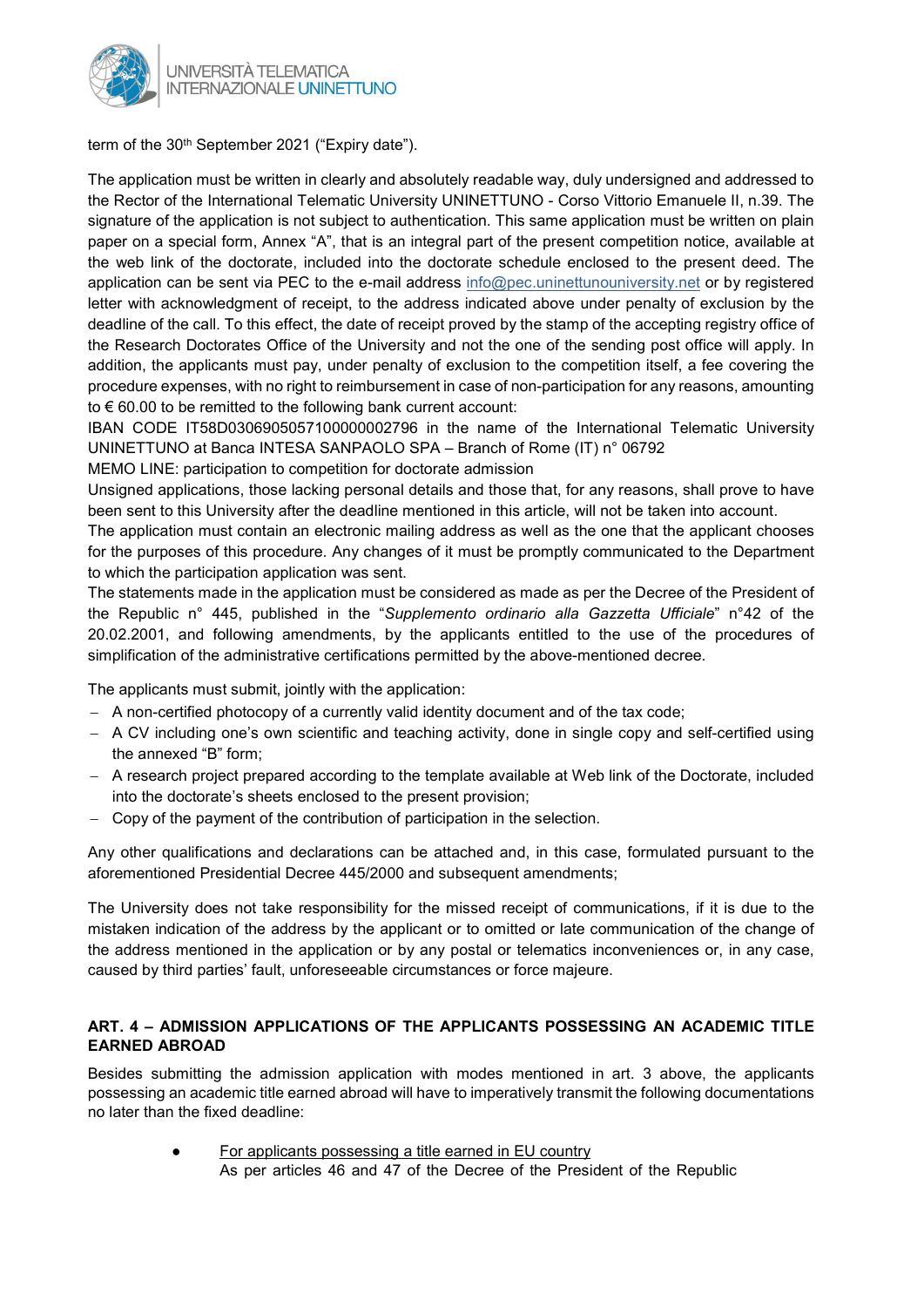term of the 30th September 2021 ("Expiry date").

The application must be written in clearly and absolutely readable way, duly undersigned and addressed to the Rector of the International Telematic University UNINETTUNO - Corso Vittorio Emanuele II, n.39. The signature of the application is not subject to authentication. This same application must be written on plain paper on a special form, Annex "A", that is an integral part of the present competition notice, available at the web link of the doctorate, included into the doctorate schedule enclosed to the present deed. The application can be sent via PEC to the e-mail address info@pec.uninettunouniversity.net or by registered letter with acknowledgment of receipt, to the address indicated above under penalty of exclusion by the deadline of the call. To this effect, the date of receipt proved by the stamp of the accepting registry office of the Research Doctorates Office of the University and not the one of the sending post office will apply. In addition, the applicants must pay, under penalty of exclusion to the competition itself, a fee covering the procedure expenses, with no right to reimbursement in case of non-participation for any reasons, amounting to € 60.00 to be remitted to the following bank current account:
IBAN CODE IT58D0306905057100000002796 in the name of the International Telematic University UNINETTUNO at Banca INTESA SANPAOLO SPA – Branch of Rome (IT) n° 06792
MEMO LINE: participation to competition for doctorate admission
Unsigned applications, those lacking personal details and those that, for any reasons, shall prove to have been sent to this University after the deadline mentioned in this article, will not be taken into account.
The application must contain an electronic mailing address as well as the one that the applicant chooses for the purposes of this procedure. Any changes of it must be promptly communicated to the Department to which the participation application was sent.
The statements made in the application must be considered as made as per the Decree of the President of the Republic n° 445, published in the "*Supplemento ordinario alla Gazzetta Ufficiale*" n°42 of the 20.02.2001, and following amendments, by the applicants entitled to the use of the procedures of simplification of the administrative certifications permitted by the above-mentioned decree.

The applicants must submit, jointly with the application:

- A non-certified photocopy of a currently valid identity document and of the tax code;
- A CV including one's own scientific and teaching activity, done in single copy and self-certified using the annexed "B" form;
- A research project prepared according to the template available at Web link of the Doctorate, included into the doctorate's sheets enclosed to the present provision;
- Copy of the payment of the contribution of participation in the selection.

Any other qualifications and declarations can be attached and, in this case, formulated pursuant to the aforementioned Presidential Decree 445/2000 and subsequent amendments;

The University does not take responsibility for the missed receipt of communications, if it is due to the mistaken indication of the address by the applicant or to omitted or late communication of the change of the address mentioned in the application or by any postal or telematics inconveniences or, in any case, caused by third parties' fault, unforeseeable circumstances or force majeure.

## ART. 4 – ADMISSION APPLICATIONS OF THE APPLICANTS POSSESSING AN ACADEMIC TITLE EARNED ABROAD

Besides submitting the admission application with modes mentioned in art. 3 above, the applicants possessing an academic title earned abroad will have to imperatively transmit the following documentations no later than the fixed deadline:

- For applicants possessing a title earned in EU country
  As per articles 46 and 47 of the Decree of the President of the Republic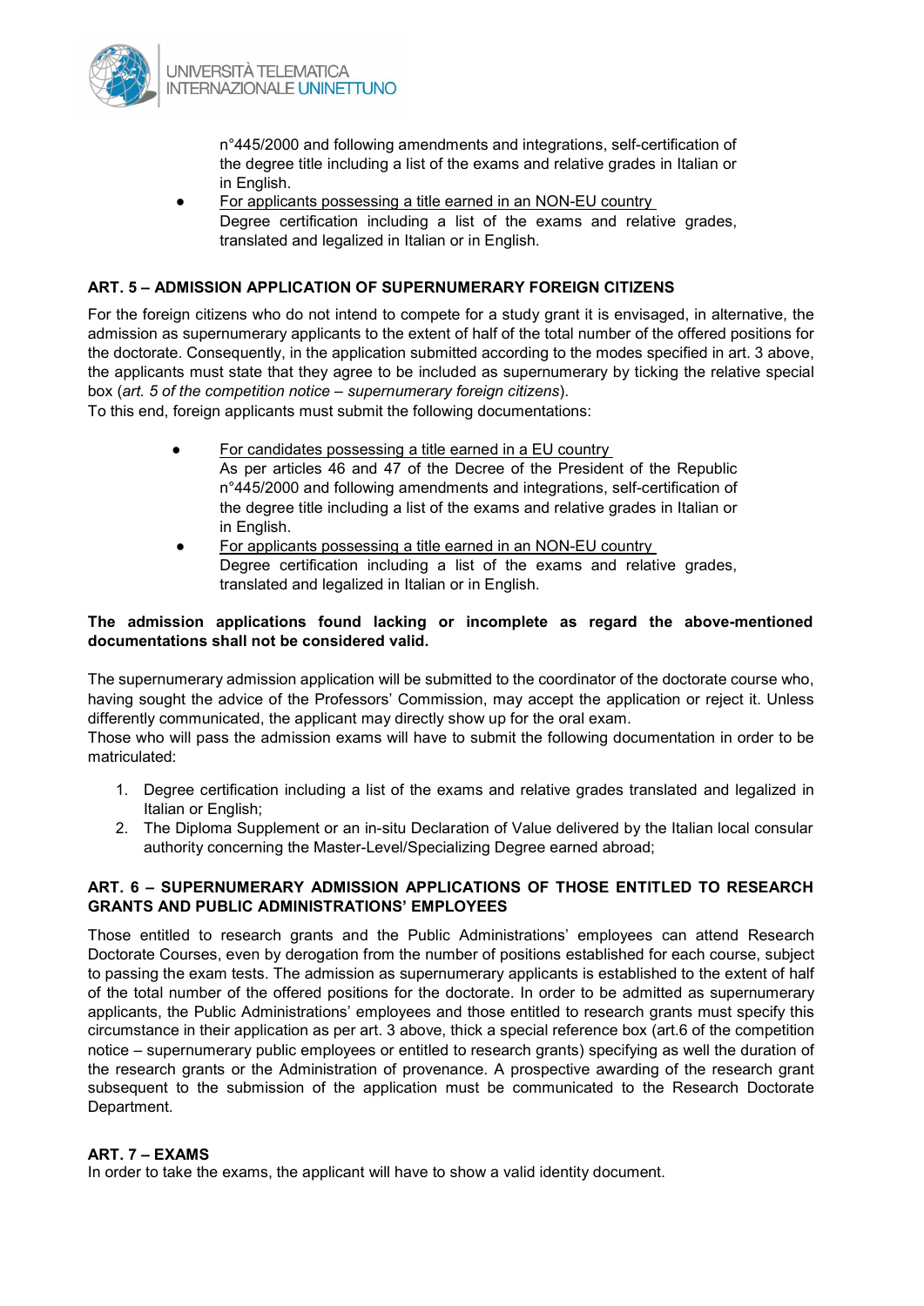n°445/2000 and following amendments and integrations, self-certification of the degree title including a list of the exams and relative grades in Italian or in English.

- For applicants possessing a title earned in an NON-EU country
  Degree certification including a list of the exams and relative grades, translated and legalized in Italian or in English.

## ART. 5 – ADMISSION APPLICATION OF SUPERNUMERARY FOREIGN CITIZENS

For the foreign citizens who do not intend to compete for a study grant it is envisaged, in alternative, the admission as supernumerary applicants to the extent of half of the total number of the offered positions for the doctorate. Consequently, in the application submitted according to the modes specified in art. 3 above, the applicants must state that they agree to be included as supernumerary by ticking the relative special box (*art. 5 of the competition notice – supernumerary foreign citizens*).

To this end, foreign applicants must submit the following documentations:

- For candidates possessing a title earned in a EU country
  As per articles 46 and 47 of the Decree of the President of the Republic n°445/2000 and following amendments and integrations, self-certification of the degree title including a list of the exams and relative grades in Italian or in English.
- For applicants possessing a title earned in an NON-EU country
  Degree certification including a list of the exams and relative grades, translated and legalized in Italian or in English.

**The admission applications found lacking or incomplete as regard the above-mentioned documentations shall not be considered valid.**

The supernumerary admission application will be submitted to the coordinator of the doctorate course who, having sought the advice of the Professors' Commission, may accept the application or reject it. Unless differently communicated, the applicant may directly show up for the oral exam.

Those who will pass the admission exams will have to submit the following documentation in order to be matriculated:

1. Degree certification including a list of the exams and relative grades translated and legalized in Italian or English;
2. The Diploma Supplement or an in-situ Declaration of Value delivered by the Italian local consular authority concerning the Master-Level/Specializing Degree earned abroad;

## ART. 6 – SUPERNUMERARY ADMISSION APPLICATIONS OF THOSE ENTITLED TO RESEARCH GRANTS AND PUBLIC ADMINISTRATIONS' EMPLOYEES

Those entitled to research grants and the Public Administrations' employees can attend Research Doctorate Courses, even by derogation from the number of positions established for each course, subject to passing the exam tests. The admission as supernumerary applicants is established to the extent of half of the total number of the offered positions for the doctorate. In order to be admitted as supernumerary applicants, the Public Administrations' employees and those entitled to research grants must specify this circumstance in their application as per art. 3 above, thick a special reference box (art.6 of the competition notice – supernumerary public employees or entitled to research grants) specifying as well the duration of the research grants or the Administration of provenance. A prospective awarding of the research grant subsequent to the submission of the application must be communicated to the Research Doctorate Department.

## ART. 7 – EXAMS

In order to take the exams, the applicant will have to show a valid identity document.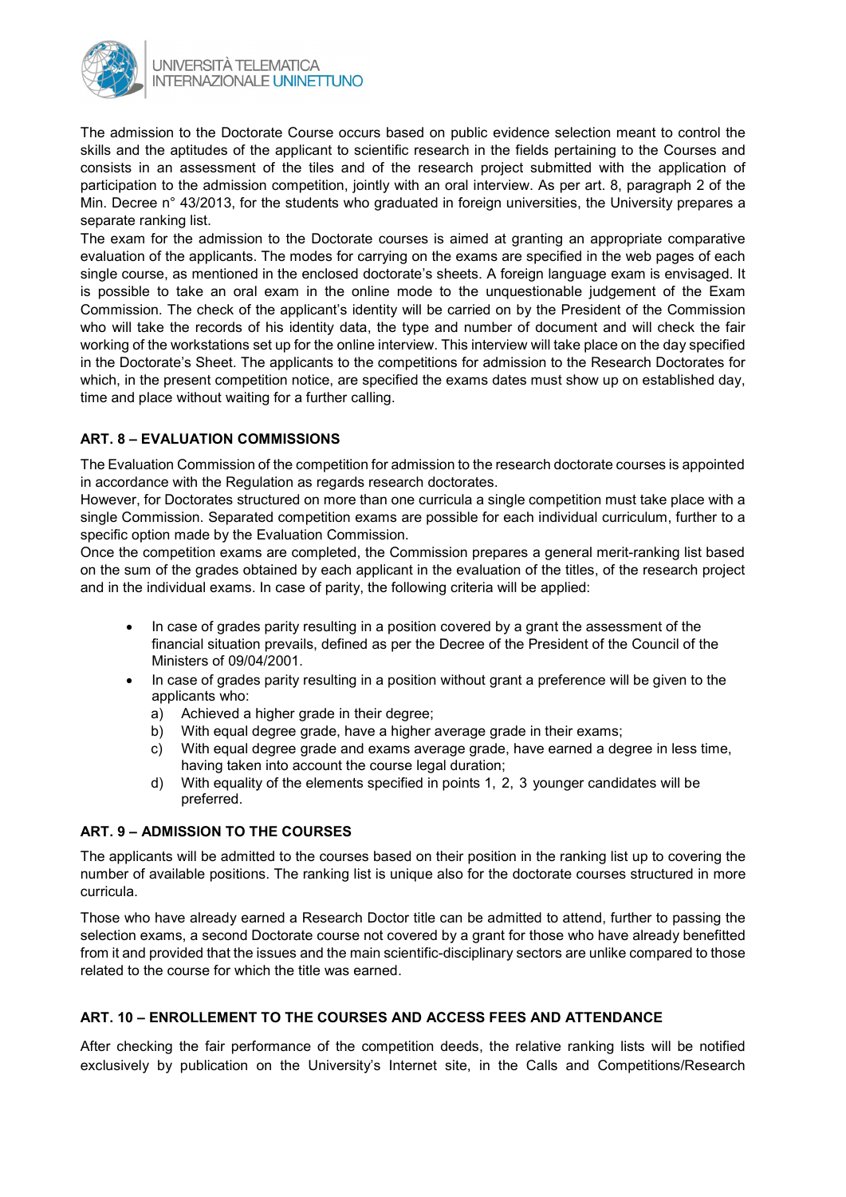The admission to the Doctorate Course occurs based on public evidence selection meant to control the skills and the aptitudes of the applicant to scientific research in the fields pertaining to the Courses and consists in an assessment of the tiles and of the research project submitted with the application of participation to the admission competition, jointly with an oral interview. As per art. 8, paragraph 2 of the Min. Decree n° 43/2013, for the students who graduated in foreign universities, the University prepares a separate ranking list.

The exam for the admission to the Doctorate courses is aimed at granting an appropriate comparative evaluation of the applicants. The modes for carrying on the exams are specified in the web pages of each single course, as mentioned in the enclosed doctorate's sheets. A foreign language exam is envisaged. It is possible to take an oral exam in the online mode to the unquestionable judgement of the Exam Commission. The check of the applicant's identity will be carried on by the President of the Commission who will take the records of his identity data, the type and number of document and will check the fair working of the workstations set up for the online interview. This interview will take place on the day specified in the Doctorate's Sheet. The applicants to the competitions for admission to the Research Doctorates for which, in the present competition notice, are specified the exams dates must show up on established day, time and place without waiting for a further calling.

## ART. 8 – EVALUATION COMMISSIONS

The Evaluation Commission of the competition for admission to the research doctorate courses is appointed in accordance with the Regulation as regards research doctorates.

However, for Doctorates structured on more than one curricula a single competition must take place with a single Commission. Separated competition exams are possible for each individual curriculum, further to a specific option made by the Evaluation Commission.

Once the competition exams are completed, the Commission prepares a general merit-ranking list based on the sum of the grades obtained by each applicant in the evaluation of the titles, of the research project and in the individual exams. In case of parity, the following criteria will be applied:

- In case of grades parity resulting in a position covered by a grant the assessment of the financial situation prevails, defined as per the Decree of the President of the Council of the Ministers of 09/04/2001.
- In case of grades parity resulting in a position without grant a preference will be given to the applicants who:
  a) Achieved a higher grade in their degree;
  b) With equal degree grade, have a higher average grade in their exams;
  c) With equal degree grade and exams average grade, have earned a degree in less time, having taken into account the course legal duration;
  d) With equality of the elements specified in points 1, 2, 3 younger candidates will be preferred.

## ART. 9 – ADMISSION TO THE COURSES

The applicants will be admitted to the courses based on their position in the ranking list up to covering the number of available positions. The ranking list is unique also for the doctorate courses structured in more curricula.

Those who have already earned a Research Doctor title can be admitted to attend, further to passing the selection exams, a second Doctorate course not covered by a grant for those who have already benefitted from it and provided that the issues and the main scientific-disciplinary sectors are unlike compared to those related to the course for which the title was earned.

## ART. 10 – ENROLLEMENT TO THE COURSES AND ACCESS FEES AND ATTENDANCE

After checking the fair performance of the competition deeds, the relative ranking lists will be notified exclusively by publication on the University's Internet site, in the Calls and Competitions/Research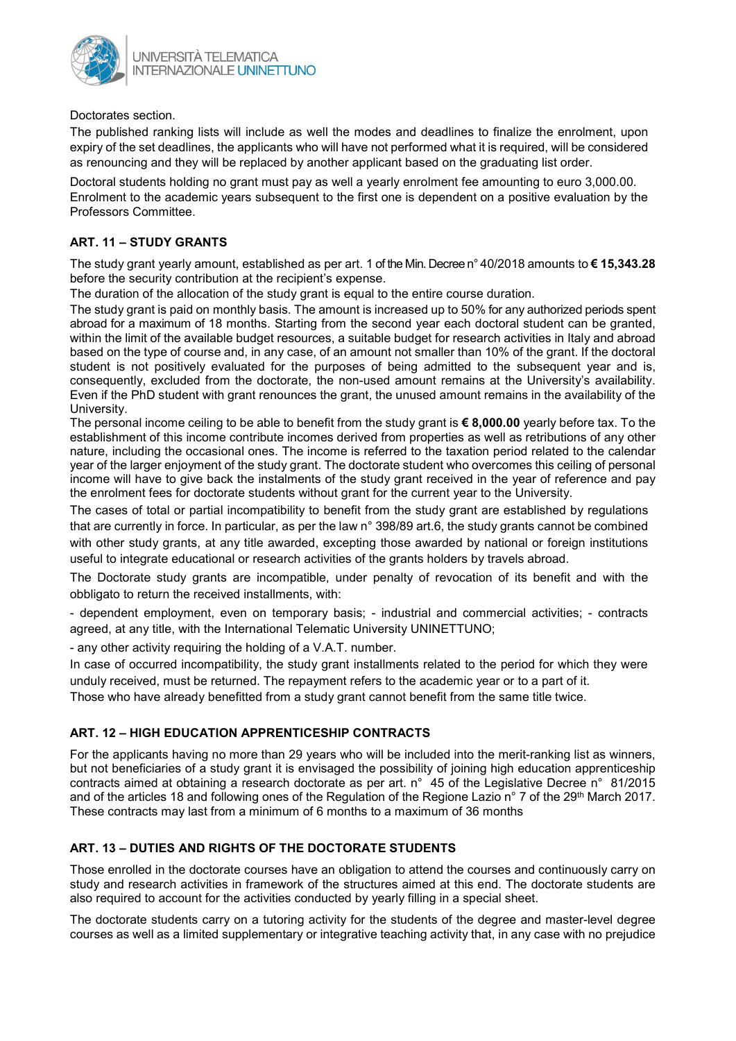Doctorates section.

The published ranking lists will include as well the modes and deadlines to finalize the enrolment, upon expiry of the set deadlines, the applicants who will have not performed what it is required, will be considered as renouncing and they will be replaced by another applicant based on the graduating list order.

Doctoral students holding no grant must pay as well a yearly enrolment fee amounting to euro 3,000.00. Enrolment to the academic years subsequent to the first one is dependent on a positive evaluation by the Professors Committee.

## ART. 11 – STUDY GRANTS

The study grant yearly amount, established as per art. 1 of the Min. Decree n° 40/2018 amounts to **€ 15,343.28** before the security contribution at the recipient's expense.
The duration of the allocation of the study grant is equal to the entire course duration.
The study grant is paid on monthly basis. The amount is increased up to 50% for any authorized periods spent abroad for a maximum of 18 months. Starting from the second year each doctoral student can be granted, within the limit of the available budget resources, a suitable budget for research activities in Italy and abroad based on the type of course and, in any case, of an amount not smaller than 10% of the grant. If the doctoral student is not positively evaluated for the purposes of being admitted to the subsequent year and is, consequently, excluded from the doctorate, the non-used amount remains at the University's availability. Even if the PhD student with grant renounces the grant, the unused amount remains in the availability of the University.
The personal income ceiling to be able to benefit from the study grant is **€ 8,000.00** yearly before tax. To the establishment of this income contribute incomes derived from properties as well as retributions of any other nature, including the occasional ones. The income is referred to the taxation period related to the calendar year of the larger enjoyment of the study grant. The doctorate student who overcomes this ceiling of personal income will have to give back the instalments of the study grant received in the year of reference and pay the enrolment fees for doctorate students without grant for the current year to the University.

The cases of total or partial incompatibility to benefit from the study grant are established by regulations that are currently in force. In particular, as per the law n° 398/89 art.6, the study grants cannot be combined with other study grants, at any title awarded, excepting those awarded by national or foreign institutions useful to integrate educational or research activities of the grants holders by travels abroad.

The Doctorate study grants are incompatible, under penalty of revocation of its benefit and with the obbligato to return the received installments, with:

- dependent employment, even on temporary basis; - industrial and commercial activities; - contracts agreed, at any title, with the International Telematic University UNINETTUNO;
- any other activity requiring the holding of a V.A.T. number.

In case of occurred incompatibility, the study grant installments related to the period for which they were unduly received, must be returned. The repayment refers to the academic year or to a part of it.
Those who have already benefitted from a study grant cannot benefit from the same title twice.

## ART. 12 – HIGH EDUCATION APPRENTICESHIP CONTRACTS

For the applicants having no more than 29 years who will be included into the merit-ranking list as winners, but not beneficiaries of a study grant it is envisaged the possibility of joining high education apprenticeship contracts aimed at obtaining a research doctorate as per art. n° 45 of the Legislative Decree n° 81/2015 and of the articles 18 and following ones of the Regulation of the Regione Lazio n° 7 of the 29th March 2017. These contracts may last from a minimum of 6 months to a maximum of 36 months

## ART. 13 – DUTIES AND RIGHTS OF THE DOCTORATE STUDENTS

Those enrolled in the doctorate courses have an obligation to attend the courses and continuously carry on study and research activities in framework of the structures aimed at this end. The doctorate students are also required to account for the activities conducted by yearly filling in a special sheet.

The doctorate students carry on a tutoring activity for the students of the degree and master-level degree courses as well as a limited supplementary or integrative teaching activity that, in any case with no prejudice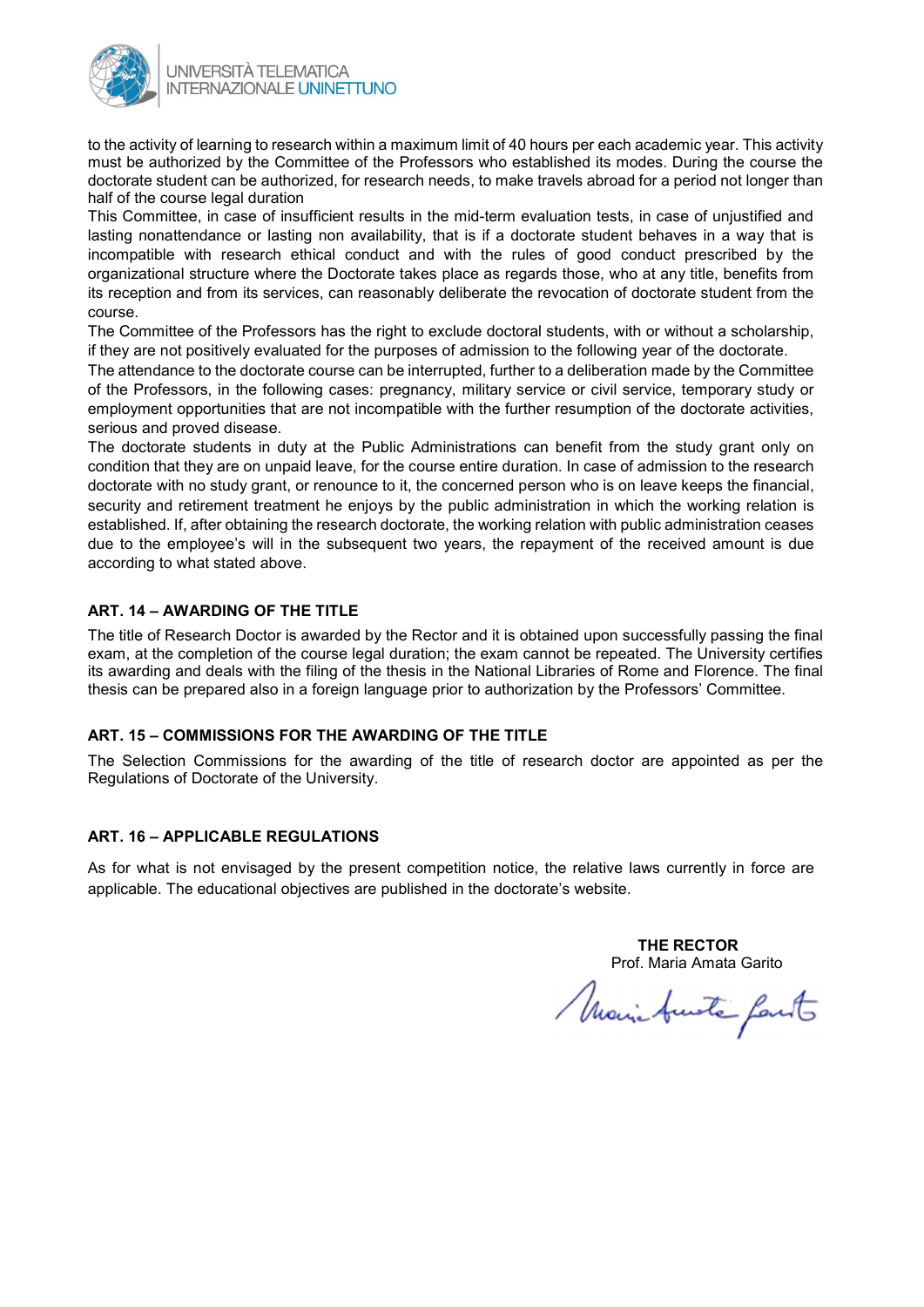to the activity of learning to research within a maximum limit of 40 hours per each academic year. This activity must be authorized by the Committee of the Professors who established its modes. During the course the doctorate student can be authorized, for research needs, to make travels abroad for a period not longer than half of the course legal duration

This Committee, in case of insufficient results in the mid-term evaluation tests, in case of unjustified and lasting nonattendance or lasting non availability, that is if a doctorate student behaves in a way that is incompatible with research ethical conduct and with the rules of good conduct prescribed by the organizational structure where the Doctorate takes place as regards those, who at any title, benefits from its reception and from its services, can reasonably deliberate the revocation of doctorate student from the course.

The Committee of the Professors has the right to exclude doctoral students, with or without a scholarship, if they are not positively evaluated for the purposes of admission to the following year of the doctorate.

The attendance to the doctorate course can be interrupted, further to a deliberation made by the Committee of the Professors, in the following cases: pregnancy, military service or civil service, temporary study or employment opportunities that are not incompatible with the further resumption of the doctorate activities, serious and proved disease.

The doctorate students in duty at the Public Administrations can benefit from the study grant only on condition that they are on unpaid leave, for the course entire duration. In case of admission to the research doctorate with no study grant, or renounce to it, the concerned person who is on leave keeps the financial, security and retirement treatment he enjoys by the public administration in which the working relation is established. If, after obtaining the research doctorate, the working relation with public administration ceases due to the employee's will in the subsequent two years, the repayment of the received amount is due according to what stated above.

### ART. 14 – AWARDING OF THE TITLE

The title of Research Doctor is awarded by the Rector and it is obtained upon successfully passing the final exam, at the completion of the course legal duration; the exam cannot be repeated. The University certifies its awarding and deals with the filing of the thesis in the National Libraries of Rome and Florence. The final thesis can be prepared also in a foreign language prior to authorization by the Professors' Committee.

### ART. 15 – COMMISSIONS FOR THE AWARDING OF THE TITLE

The Selection Commissions for the awarding of the title of research doctor are appointed as per the Regulations of Doctorate of the University.

### ART. 16 – APPLICABLE REGULATIONS

As for what is not envisaged by the present competition notice, the relative laws currently in force are applicable. The educational objectives are published in the doctorate's website.

**THE RECTOR**
Prof. Maria Amata Garito